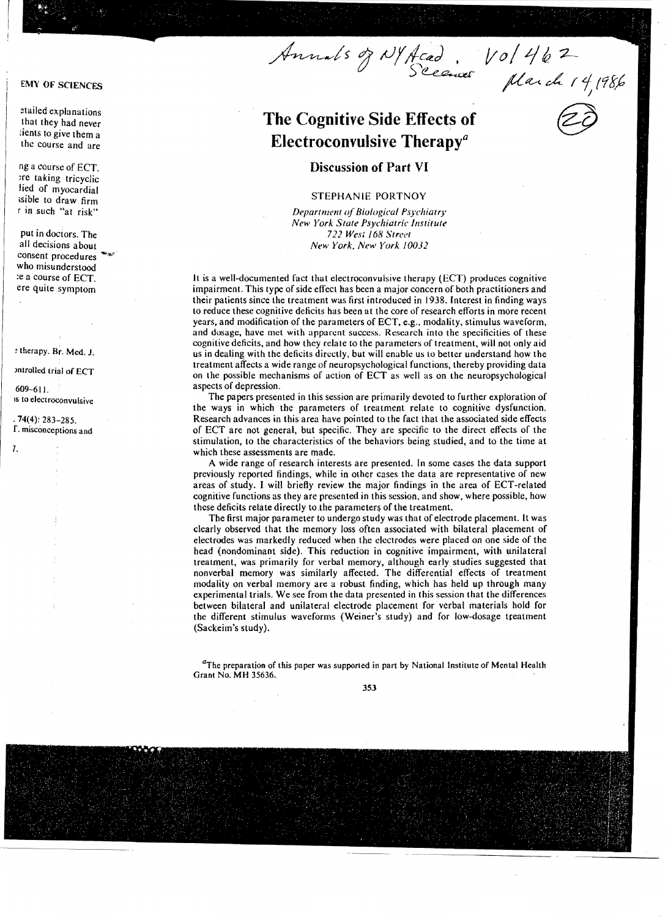# The Cognitive Side Effects of Electroconvulsive Therapy[a]

## Discussion of Part VI

STEPHANIE PORTNOY

*Department of Biological Psychiatry*
*New York State Psychiatric Institute*
*722 West 168 Street*
*New York, New York 10032*

It is a well-documented fact that electroconvulsive therapy (ECT) produces cognitive impairment. This type of side effect has been a major concern of both practitioners and their patients since the treatment was first introduced in 1938. Interest in finding ways to reduce these cognitive deficits has been at the core of research efforts in more recent years, and modification of the parameters of ECT, e.g., modality, stimulus waveform, and dosage, have met with apparent success. Research into the specificities of these cognitive deficits, and how they relate to the parameters of treatment, will not only aid us in dealing with the deficits directly, but will enable us to better understand how the treatment affects a wide range of neuropsychological functions, thereby providing data on the possible mechanisms of action of ECT as well as on the neuropsychological aspects of depression.

The papers presented in this session are primarily devoted to further exploration of the ways in which the parameters of treatment relate to cognitive dysfunction. Research advances in this area have pointed to the fact that the associated side effects of ECT are not general, but specific. They are specific to the direct effects of the stimulation, to the characteristics of the behaviors being studied, and to the time at which these assessments are made.

A wide range of research interests are presented. In some cases the data support previously reported findings, while in other cases the data are representative of new areas of study. I will briefly review the major findings in the area of ECT-related cognitive functions as they are presented in this session, and show, where possible, how these deficits relate directly to the parameters of the treatment.

The first major parameter to undergo study was that of electrode placement. It was clearly observed that the memory loss often associated with bilateral placement of electrodes was markedly reduced when the electrodes were placed on one side of the head (nondominant side). This reduction in cognitive impairment, with unilateral treatment, was primarily for verbal memory, although early studies suggested that nonverbal memory was similarly affected. The differential effects of treatment modality on verbal memory are a robust finding, which has held up through many experimental trials. We see from the data presented in this session that the differences between bilateral and unilateral electrode placement for verbal materials hold for the different stimulus waveforms (Weiner's study) and for low-dosage treatment (Sackeim's study).

[a]The preparation of this paper was supported in part by National Institute of Mental Health Grant No. MH 35636.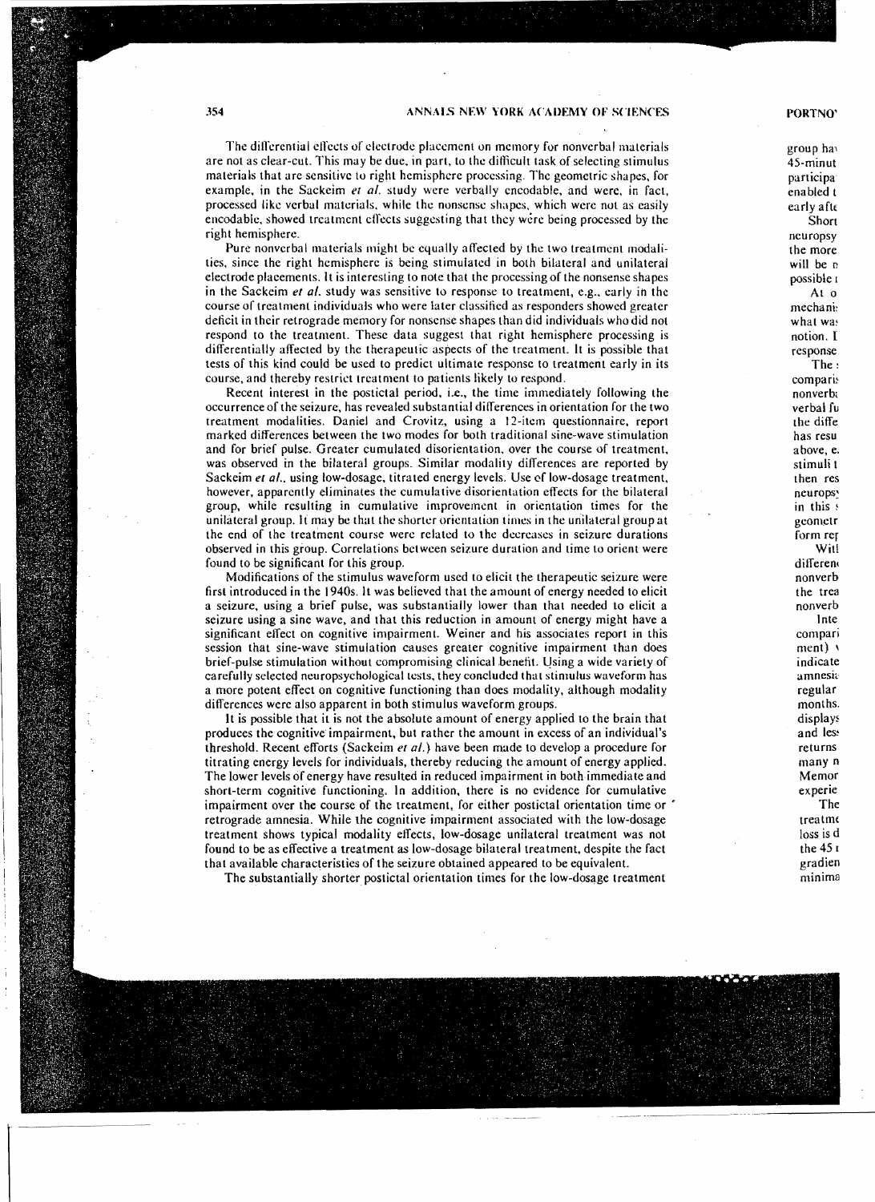The differential effects of electrode placement on memory for nonverbal materials are not as clear-cut. This may be due, in part, to the difficult task of selecting stimulus materials that are sensitive to right hemisphere processing. The geometric shapes, for example, in the Sackeim *et al.* study were verbally encodable, and were, in fact, processed like verbal materials, while the nonsense shapes, which were not as easily encodable, showed treatment effects suggesting that they were being processed by the right hemisphere.

Pure nonverbal materials might be equally affected by the two treatment modalities, since the right hemisphere is being stimulated in both bilateral and unilateral electrode placements. It is interesting to note that the processing of the nonsense shapes in the Sackeim *et al.* study was sensitive to response to treatment, e.g., early in the course of treatment individuals who were later classified as responders showed greater deficit in their retrograde memory for nonsense shapes than did individuals who did not respond to the treatment. These data suggest that right hemisphere processing is differentially affected by the therapeutic aspects of the treatment. It is possible that tests of this kind could be used to predict ultimate response to treatment early in its course, and thereby restrict treatment to patients likely to respond.

Recent interest in the postictal period, i.e., the time immediately following the occurrence of the seizure, has revealed substantial differences in orientation for the two treatment modalities. Daniel and Crovitz, using a 12-item questionnaire, report marked differences between the two modes for both traditional sine-wave stimulation and for brief pulse. Greater cumulated disorientation, over the course of treatment, was observed in the bilateral groups. Similar modality differences are reported by Sackeim *et al.*, using low-dosage, titrated energy levels. Use of low-dosage treatment, however, apparently eliminates the cumulative disorientation effects for the bilateral group, while resulting in cumulative improvement in orientation times for the unilateral group. It may be that the shorter orientation times in the unilateral group at the end of the treatment course were related to the decreases in seizure durations observed in this group. Correlations between seizure duration and time to orient were found to be significant for this group.

Modifications of the stimulus waveform used to elicit the therapeutic seizure were first introduced in the 1940s. It was believed that the amount of energy needed to elicit a seizure, using a brief pulse, was substantially lower than that needed to elicit a seizure using a sine wave, and that this reduction in amount of energy might have a significant effect on cognitive impairment. Weiner and his associates report in this session that sine-wave stimulation causes greater cognitive impairment than does brief-pulse stimulation without compromising clinical benefit. Using a wide variety of carefully selected neuropsychological tests, they concluded that stimulus waveform has a more potent effect on cognitive functioning than does modality, although modality differences were also apparent in both stimulus waveform groups.

It is possible that it is not the absolute amount of energy applied to the brain that produces the cognitive impairment, but rather the amount in excess of an individual's threshold. Recent efforts (Sackeim *et al.*) have been made to develop a procedure for titrating energy levels for individuals, thereby reducing the amount of energy applied. The lower levels of energy have resulted in reduced impairment in both immediate and short-term cognitive functioning. In addition, there is no evidence for cumulative impairment over the course of the treatment, for either postictal orientation time or retrograde amnesia. While the cognitive impairment associated with the low-dosage treatment shows typical modality effects, low-dosage unilateral treatment was not found to be as effective a treatment as low-dosage bilateral treatment, despite the fact that available characteristics of the seizure obtained appeared to be equivalent.

The substantially shorter postictal orientation times for the low-dosage treatment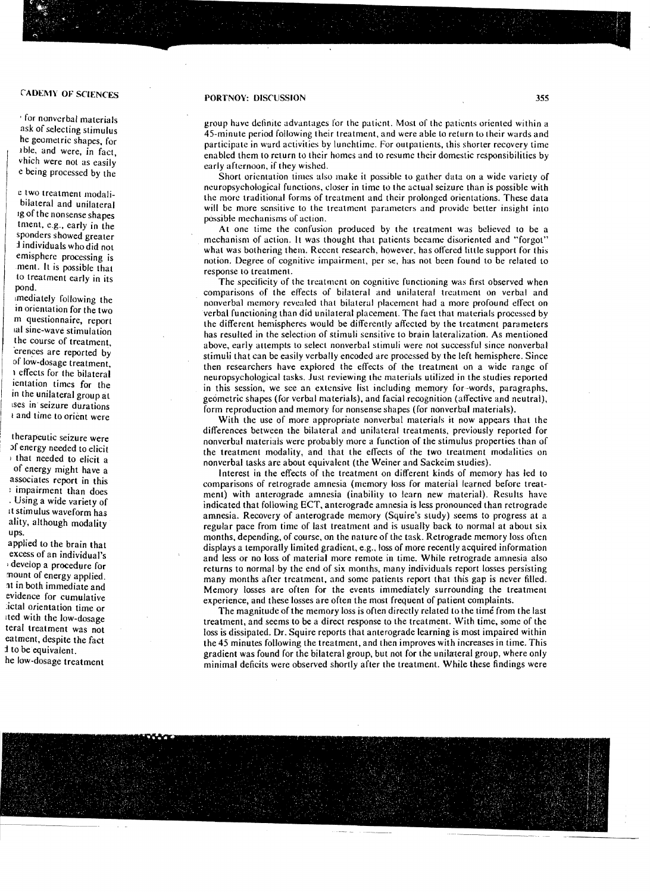group have definite advantages for the patient. Most of the patients oriented within a 45-minute period following their treatment, and were able to return to their wards and participate in ward activities by lunchtime. For outpatients, this shorter recovery time enabled them to return to their homes and to resume their domestic responsibilities by early afternoon, if they wished.

Short orientation times also make it possible to gather data on a wide variety of neuropsychological functions, closer in time to the actual seizure than is possible with the more traditional forms of treatment and their prolonged orientations. These data will be more sensitive to the treatment parameters and provide better insight into possible mechanisms of action.

At one time the confusion produced by the treatment was believed to be a mechanism of action. It was thought that patients became disoriented and "forgot" what was bothering them. Recent research, however, has offered little support for this notion. Degree of cognitive impairment, per se, has not been found to be related to response to treatment.

The specificity of the treatment on cognitive functioning was first observed when comparisons of the effects of bilateral and unilateral treatment on verbal and nonverbal memory revealed that bilateral placement had a more profound effect on verbal functioning than did unilateral placement. The fact that materials processed by the different hemispheres would be differently affected by the treatment parameters has resulted in the selection of stimuli sensitive to brain lateralization. As mentioned above, early attempts to select nonverbal stimuli were not successful since nonverbal stimuli that can be easily verbally encoded are processed by the left hemisphere. Since then researchers have explored the effects of the treatment on a wide range of neuropsychological tasks. Just reviewing the materials utilized in the studies reported in this session, we see an extensive list including memory for words, paragraphs, geometric shapes (for verbal materials), and facial recognition (affective and neutral), form reproduction and memory for nonsense shapes (for nonverbal materials).

With the use of more appropriate nonverbal materials it now appears that the differences between the bilateral and unilateral treatments, previously reported for nonverbal materials were probably more a function of the stimulus properties than of the treatment modality, and that the effects of the two treatment modalities on nonverbal tasks are about equivalent (the Weiner and Sackeim studies).

Interest in the effects of the treatment on different kinds of memory has led to comparisons of retrograde amnesia (memory loss for material learned before treatment) with anterograde amnesia (inability to learn new material). Results have indicated that following ECT, anterograde amnesia is less pronounced than retrograde amnesia. Recovery of anterograde memory (Squire's study) seems to progress at a regular pace from time of last treatment and is usually back to normal at about six months, depending, of course, on the nature of the task. Retrograde memory loss often displays a temporally limited gradient, e.g., loss of more recently acquired information and less or no loss of material more remote in time. While retrograde amnesia also returns to normal by the end of six months, many individuals report losses persisting many months after treatment, and some patients report that this gap is never filled. Memory losses are often for the events immediately surrounding the treatment experience, and these losses are often the most frequent of patient complaints.

The magnitude of the memory loss is often directly related to the time from the last treatment, and seems to be a direct response to the treatment. With time, some of the loss is dissipated. Dr. Squire reports that anterograde learning is most impaired within the 45 minutes following the treatment, and then improves with increases in time. This gradient was found for the bilateral group, but not for the unilateral group, where only minimal deficits were observed shortly after the treatment. While these findings were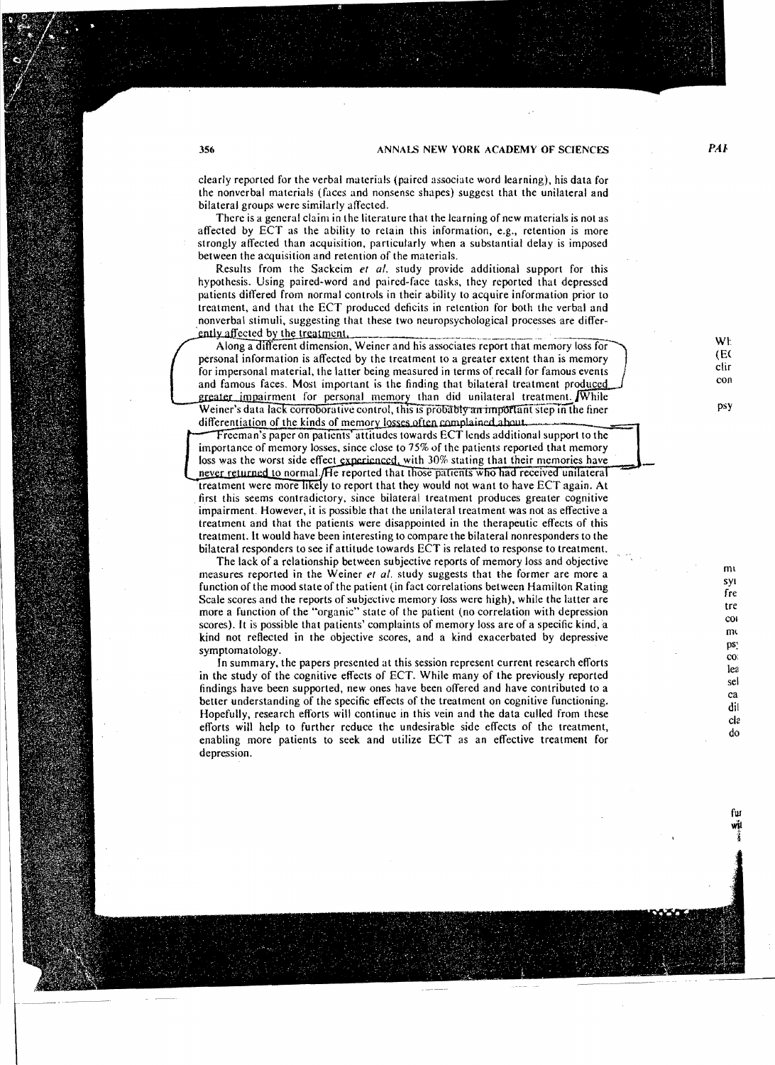clearly reported for the verbal materials (paired associate word learning), his data for the nonverbal materials (faces and nonsense shapes) suggest that the unilateral and bilateral groups were similarly affected.

There is a general claim in the literature that the learning of new materials is not as affected by ECT as the ability to retain this information, e.g., retention is more strongly affected than acquisition, particularly when a substantial delay is imposed between the acquisition and retention of the materials.

Results from the Sackeim *et al.* study provide additional support for this hypothesis. Using paired-word and paired-face tasks, they reported that depressed patients differed from normal controls in their ability to acquire information prior to treatment, and that the ECT produced deficits in retention for both the verbal and nonverbal stimuli, suggesting that these two neuropsychological processes are differently affected by the treatment.

Along a different dimension, Weiner and his associates report that memory loss for personal information is affected by the treatment to a greater extent than is memory for impersonal material, the latter being measured in terms of recall for famous events and famous faces. Most important is the finding that bilateral treatment produced greater impairment for personal memory than did unilateral treatment. While Weiner's data lack corroborative control, this is probably an important step in the finer differentiation of the kinds of memory losses often complained about.

Freeman's paper on patients' attitudes towards ECT lends additional support to the importance of memory losses, since close to 75% of the patients reported that memory loss was the worst side effect experienced, with 30% stating that their memories have never returned to normal. He reported that those patients who had received unilateral treatment were more likely to report that they would not want to have ECT again. At first this seems contradictory, since bilateral treatment produces greater cognitive impairment. However, it is possible that the unilateral treatment was not as effective a treatment and that the patients were disappointed in the therapeutic effects of this treatment. It would have been interesting to compare the bilateral nonresponders to the bilateral responders to see if attitude towards ECT is related to response to treatment.

The lack of a relationship between subjective reports of memory loss and objective measures reported in the Weiner *et al.* study suggests that the former are more a function of the mood state of the patient (in fact correlations between Hamilton Rating Scale scores and the reports of subjective memory loss were high), while the latter are more a function of the "organic" state of the patient (no correlation with depression scores). It is possible that patients' complaints of memory loss are of a specific kind, a kind not reflected in the objective scores, and a kind exacerbated by depressive symptomatology.

In summary, the papers presented at this session represent current research efforts in the study of the cognitive effects of ECT. While many of the previously reported findings have been supported, new ones have been offered and have contributed to a better understanding of the specific effects of the treatment on cognitive functioning. Hopefully, research efforts will continue in this vein and the data culled from these efforts will help to further reduce the undesirable side effects of the treatment, enabling more patients to seek and utilize ECT as an effective treatment for depression.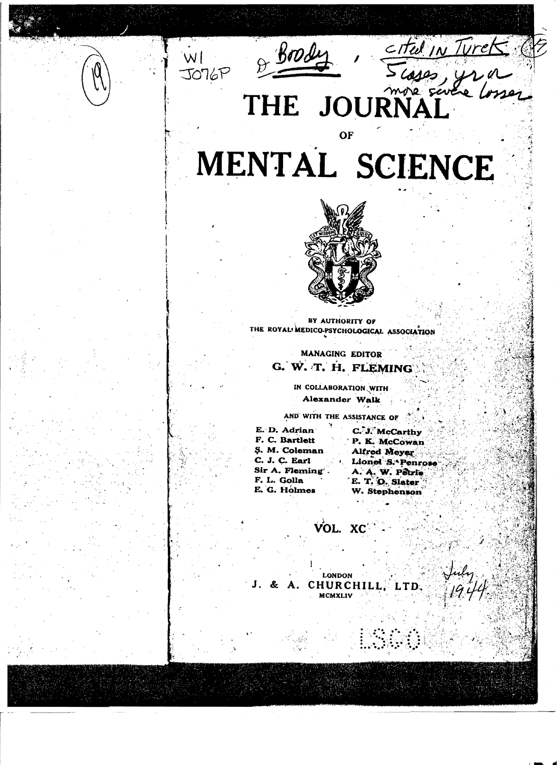WI J076P

& Brody, cited in Turek (5) 5 cases, yr or more severe losses

# THE JOURNAL

OF

# MENTAL SCIENCE

BY AUTHORITY OF
THE ROYAL MEDICO-PSYCHOLOGICAL ASSOCIATION

MANAGING EDITOR

**G. W. T. H. FLEMING**

IN COLLABORATION WITH
**Alexander Walk**

AND WITH THE ASSISTANCE OF

**E. D. Adrian**
**F. C. Bartlett**
**S. M. Coleman**
**C. J. C. Earl**
**Sir A. Fleming**
**F. L. Golla**
**E. G. Holmes**
**C. J. McCarthy**
**P. K. McCowan**
**Alfred Meyer**
**Lionel S. Penrose**
**A. A. W. Petrie**
**E. T. O. Slater**
**W. Stephenson**

VOL. XC

LONDON
J. & A. CHURCHILL, LTD.
MCMXLIV

July 1944